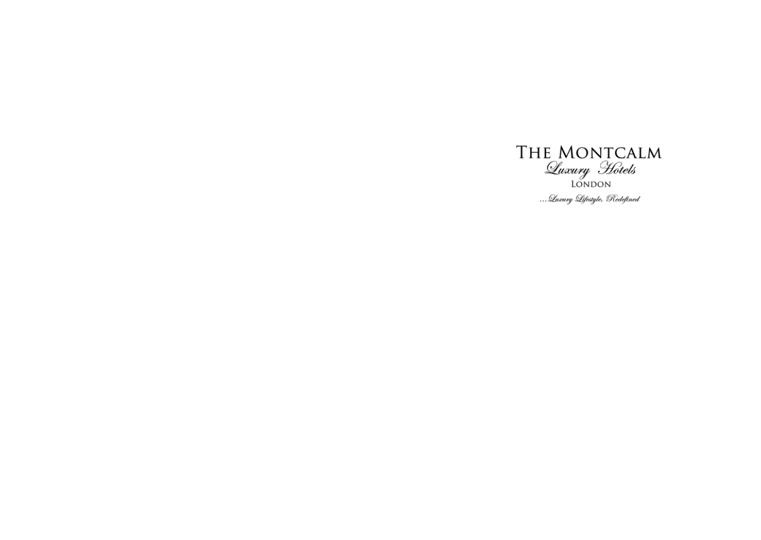# The Montcalm

*Luxury Hotels*

London

*...Luxury Lifestyle, Redefined*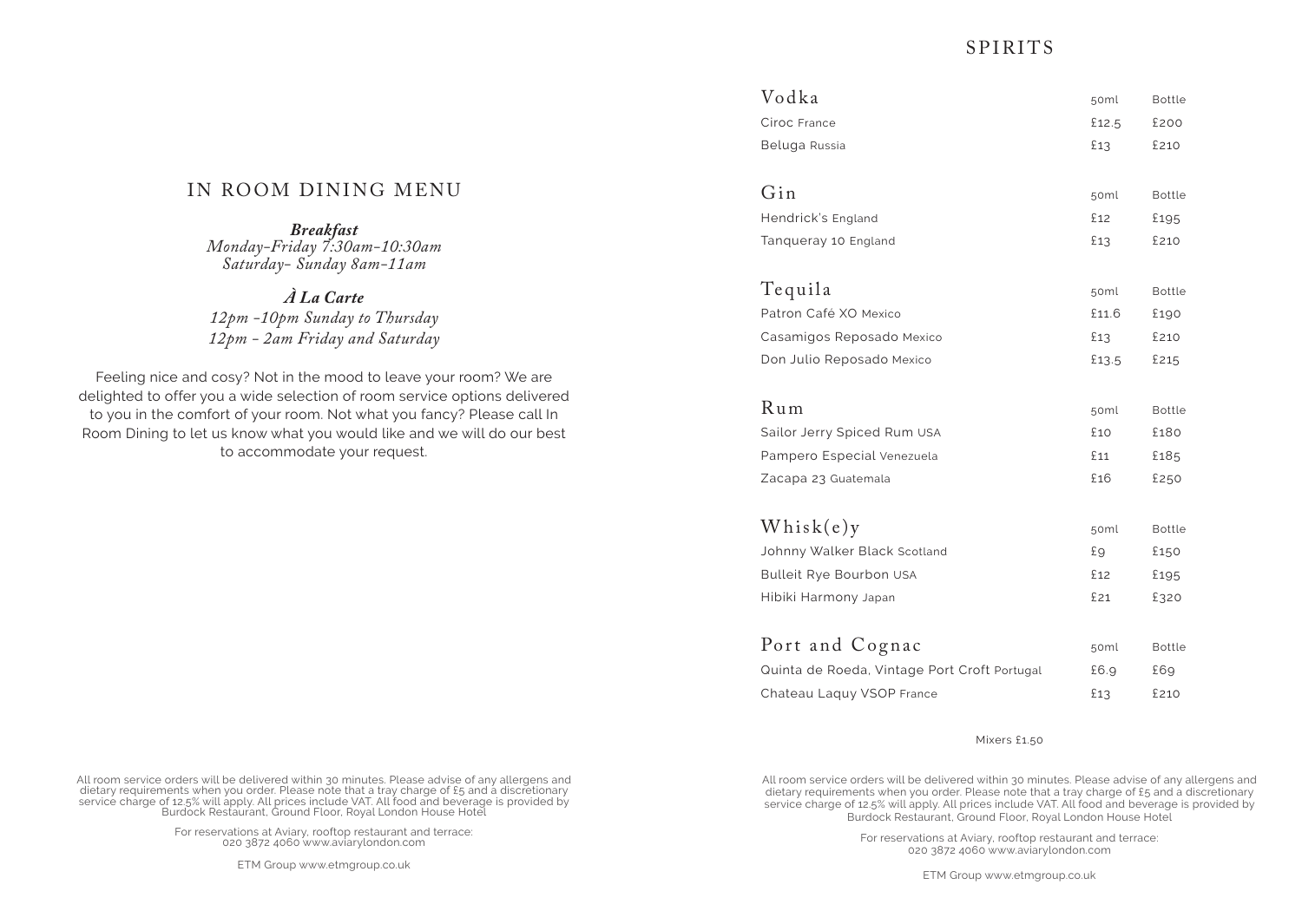# IN ROOM DINING MENU

***Breakfast***
*Monday-Friday 7:30am-10:30am*
*Saturday- Sunday 8am-11am*

***À La Carte***
*12pm -10pm Sunday to Thursday*
*12pm - 2am Friday and Saturday*

Feeling nice and cosy? Not in the mood to leave your room? We are delighted to offer you a wide selection of room service options delivered to you in the comfort of your room. Not what you fancy? Please call In Room Dining to let us know what you would like and we will do our best to accommodate your request.

All room service orders will be delivered within 30 minutes. Please advise of any allergens and dietary requirements when you order. Please note that a tray charge of £5 and a discretionary service charge of 12.5% will apply. All prices include VAT. All food and beverage is provided by Burdock Restaurant, Ground Floor, Royal London House Hotel

For reservations at Aviary, rooftop restaurant and terrace:
020 3872 4060 www.aviarylondon.com

ETM Group www.etmgroup.co.uk

# SPIRITS

| Vodka | 50ml | Bottle |
| --- | --- | --- |
| Ciroc France | £12.5 | £200 |
| Beluga Russia | £13 | £210 |

| Gin | 50ml | Bottle |
| --- | --- | --- |
| Hendrick's England | £12 | £195 |
| Tanqueray 10 England | £13 | £210 |

| Tequila | 50ml | Bottle |
| --- | --- | --- |
| Patron Café XO Mexico | £11.6 | £190 |
| Casamigos Reposado Mexico | £13 | £210 |
| Don Julio Reposado Mexico | £13.5 | £215 |

| Rum | 50ml | Bottle |
| --- | --- | --- |
| Sailor Jerry Spiced Rum USA | £10 | £180 |
| Pampero Especial Venezuela | £11 | £185 |
| Zacapa 23 Guatemala | £16 | £250 |

| Whisk(e)y | 50ml | Bottle |
| --- | --- | --- |
| Johnny Walker Black Scotland | £9 | £150 |
| Bulleit Rye Bourbon USA | £12 | £195 |
| Hibiki Harmony Japan | £21 | £320 |

| Port and Cognac | 50ml | Bottle |
| --- | --- | --- |
| Quinta de Roeda, Vintage Port Croft Portugal | £6.9 | £69 |
| Chateau Laquy VSOP France | £13 | £210 |

Mixers £1.50

All room service orders will be delivered within 30 minutes. Please advise of any allergens and dietary requirements when you order. Please note that a tray charge of £5 and a discretionary service charge of 12.5% will apply. All prices include VAT. All food and beverage is provided by Burdock Restaurant, Ground Floor, Royal London House Hotel

For reservations at Aviary, rooftop restaurant and terrace:
020 3872 4060 www.aviarylondon.com

ETM Group www.etmgroup.co.uk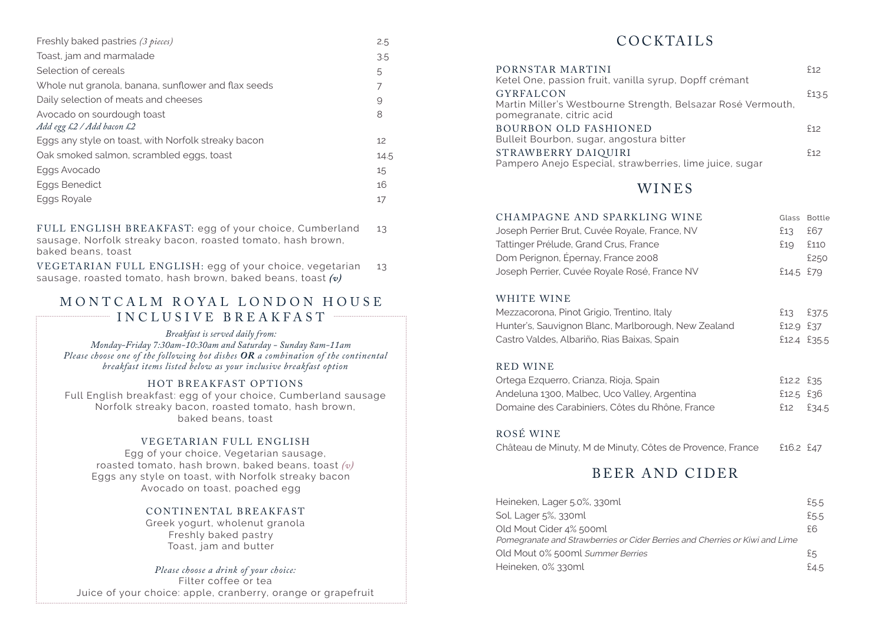| | |
|---|---|
| Freshly baked pastries *(3 pieces)* | 2.5 |
| Toast, jam and marmalade | 3.5 |
| Selection of cereals | 5 |
| Whole nut granola, banana, sunflower and flax seeds | 7 |
| Daily selection of meats and cheeses | 9 |
| Avocado on sourdough toast<br>*Add egg £2 / Add bacon £2* | 8 |
| Eggs any style on toast, with Norfolk streaky bacon | 12 |
| Oak smoked salmon, scrambled eggs, toast | 14.5 |
| Eggs Avocado | 15 |
| Eggs Benedict | 16 |
| Eggs Royale | 17 |

FULL ENGLISH BREAKFAST: egg of your choice, Cumberland sausage, Norfolk streaky bacon, roasted tomato, hash brown, baked beans, toast — 13

VEGETARIAN FULL ENGLISH: egg of your choice, vegetarian sausage, roasted tomato, hash brown, baked beans, toast ***(v)*** — 13

## MONTCALM ROYAL LONDON HOUSE INCLUSIVE BREAKFAST

*Breakfast is served daily from:*
*Monday-Friday 7:30am-10:30am and Saturday - Sunday 8am-11am*
*Please choose one of the following hot dishes **OR** a combination of the continental breakfast items listed below as your inclusive breakfast option*

### HOT BREAKFAST OPTIONS

Full English breakfast: egg of your choice, Cumberland sausage
Norfolk streaky bacon, roasted tomato, hash brown,
baked beans, toast

### VEGETARIAN FULL ENGLISH

Egg of your choice, Vegetarian sausage,
roasted tomato, hash brown, baked beans, toast *(v)*
Eggs any style on toast, with Norfolk streaky bacon
Avocado on toast, poached egg

### CONTINENTAL BREAKFAST

Greek yogurt, wholenut granola
Freshly baked pastry
Toast, jam and butter

*Please choose a drink of your choice:*
Filter coffee or tea
Juice of your choice: apple, cranberry, orange or grapefruit

# COCKTAILS

| | |
|---|---|
| PORNSTAR MARTINI<br>Ketel One, passion fruit, vanilla syrup, Dopff crémant | £12 |
| GYRFALCON<br>Martin Miller's Westbourne Strength, Belsazar Rosé Vermouth, pomegranate, citric acid | £13.5 |
| BOURBON OLD FASHIONED<br>Bulleit Bourbon, sugar, angostura bitter | £12 |
| STRAWBERRY DAIQUIRI<br>Pampero Anejo Especial, strawberries, lime juice, sugar | £12 |

# WINES

| CHAMPAGNE AND SPARKLING WINE | Glass | Bottle |
|---|---|---|
| Joseph Perrier Brut, Cuvée Royale, France, NV | £13 | £67 |
| Tattinger Prélude, Grand Crus, France | £19 | £110 |
| Dom Perignon, Épernay, France 2008 | | £250 |
| Joseph Perrier, Cuvée Royale Rosé, France NV | £14.5 | £79 |

| WHITE WINE | | |
|---|---|---|
| Mezzacorona, Pinot Grigio, Trentino, Italy | £13 | £37.5 |
| Hunter's, Sauvignon Blanc, Marlborough, New Zealand | £12.9 | £37 |
| Castro Valdes, Albariño, Rias Baixas, Spain | £12.4 | £35.5 |

| RED WINE | | |
|---|---|---|
| Ortega Ezquerro, Crianza, Rioja, Spain | £12.2 | £35 |
| Andeluna 1300, Malbec, Uco Valley, Argentina | £12.5 | £36 |
| Domaine des Carabiniers, Côtes du Rhône, France | £12 | £34.5 |

| ROSÉ WINE | | |
|---|---|---|
| Château de Minuty, M de Minuty, Côtes de Provence, France | £16.2 | £47 |

# BEER AND CIDER

| | |
|---|---|
| Heineken, Lager 5.0%, 330ml | £5.5 |
| Sol, Lager 5%, 330ml | £5.5 |
| Old Mout Cider 4% 500ml<br>*Pomegranate and Strawberries or Cider Berries and Cherries or Kiwi and Lime* | £6 |
| Old Mout 0% 500ml *Summer Berries* | £5 |
| Heineken, 0% 330ml | £4.5 |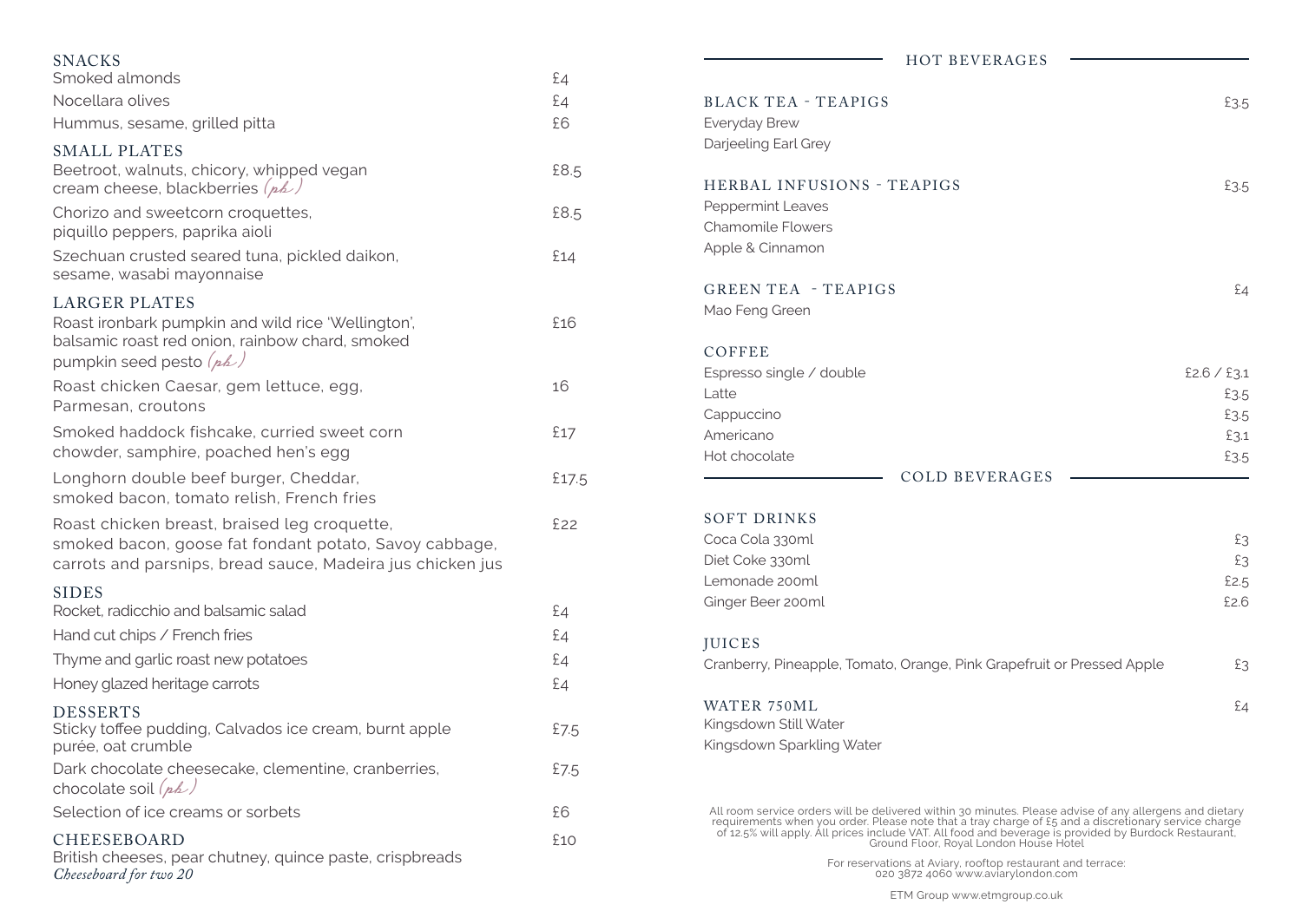## SNACKS

| | |
|---|---|
| Smoked almonds | £4 |
| Nocellara olives | £4 |
| Hummus, sesame, grilled pitta | £6 |

## SMALL PLATES

| | |
|---|---|
| Beetroot, walnuts, chicory, whipped vegan cream cheese, blackberries *(pb)* | £8.5 |
| Chorizo and sweetcorn croquettes, piquillo peppers, paprika aioli | £8.5 |
| Szechuan crusted seared tuna, pickled daikon, sesame, wasabi mayonnaise | £14 |

## LARGER PLATES

| | |
|---|---|
| Roast ironbark pumpkin and wild rice 'Wellington', balsamic roast red onion, rainbow chard, smoked pumpkin seed pesto *(pb)* | £16 |
| Roast chicken Caesar, gem lettuce, egg, Parmesan, croutons | 16 |
| Smoked haddock fishcake, curried sweet corn chowder, samphire, poached hen's egg | £17 |
| Longhorn double beef burger, Cheddar, smoked bacon, tomato relish, French fries | £17.5 |
| Roast chicken breast, braised leg croquette, smoked bacon, goose fat fondant potato, Savoy cabbage, carrots and parsnips, bread sauce, Madeira jus chicken jus | £22 |

## SIDES

| | |
|---|---|
| Rocket, radicchio and balsamic salad | £4 |
| Hand cut chips / French fries | £4 |
| Thyme and garlic roast new potatoes | £4 |
| Honey glazed heritage carrots | £4 |

## DESSERTS

| | |
|---|---|
| Sticky toffee pudding, Calvados ice cream, burnt apple purée, oat crumble | £7.5 |
| Dark chocolate cheesecake, clementine, cranberries, chocolate soil *(pb)* | £7.5 |
| Selection of ice creams or sorbets | £6 |

## CHEESEBOARD — £10

British cheeses, pear chutney, quince paste, crispbreads

*Cheeseboard for two 20*

# HOT BEVERAGES

## BLACK TEA - TEAPIGS — £3.5

Everyday Brew
Darjeeling Earl Grey

## HERBAL INFUSIONS - TEAPIGS — £3.5

Peppermint Leaves
Chamomile Flowers
Apple & Cinnamon

## GREEN TEA - TEAPIGS — £4

Mao Feng Green

## COFFEE

| | |
|---|---|
| Espresso single / double | £2.6 / £3.1 |
| Latte | £3.5 |
| Cappuccino | £3.5 |
| Americano | £3.1 |
| Hot chocolate | £3.5 |

# COLD BEVERAGES

## SOFT DRINKS

| | |
|---|---|
| Coca Cola 330ml | £3 |
| Diet Coke 330ml | £3 |
| Lemonade 200ml | £2.5 |
| Ginger Beer 200ml | £2.6 |

## JUICES

Cranberry, Pineapple, Tomato, Orange, Pink Grapefruit or Pressed Apple — £3

## WATER 750ML — £4

Kingsdown Still Water
Kingsdown Sparkling Water

All room service orders will be delivered within 30 minutes. Please advise of any allergens and dietary requirements when you order. Please note that a tray charge of £5 and a discretionary service charge of 12.5% will apply. All prices include VAT. All food and beverage is provided by Burdock Restaurant, Ground Floor, Royal London House Hotel

For reservations at Aviary, rooftop restaurant and terrace: 020 3872 4060 www.aviarylondon.com

ETM Group www.etmgroup.co.uk